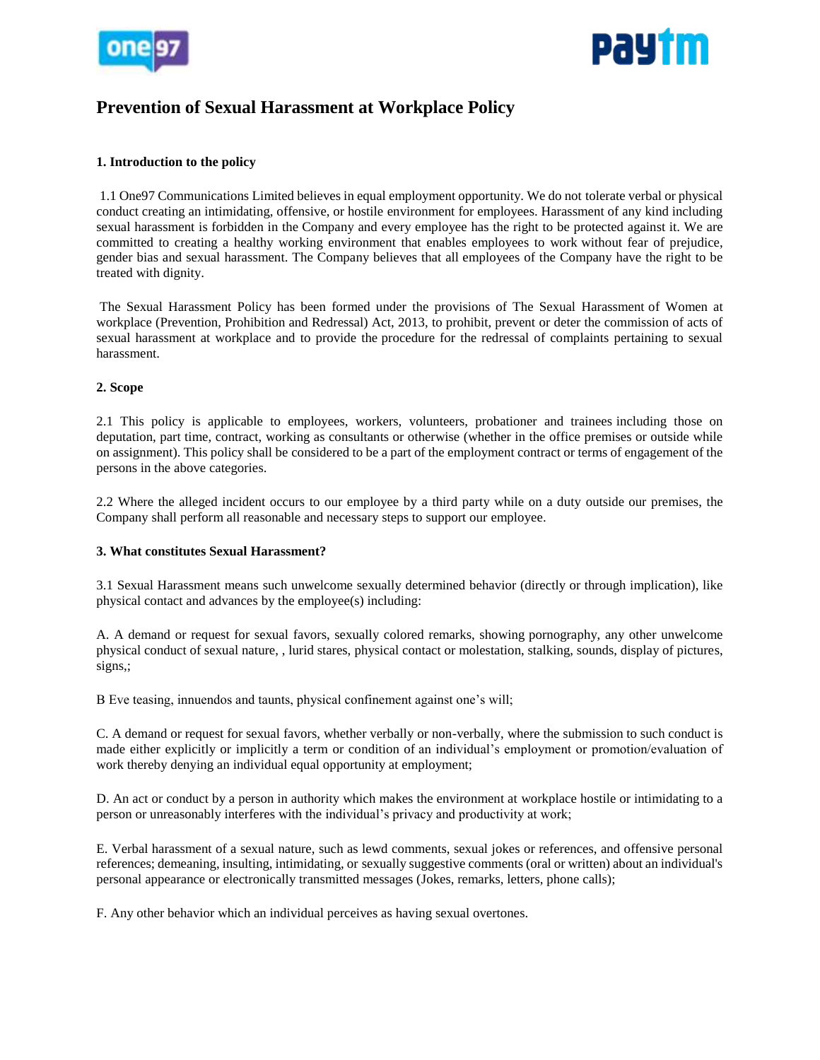# Prevention of Sexual Harassment at Workplace Policy

### 1. Introduction to the policy

1.1 One97 Communications Limited believes in equal employment opportunity. We do not tolerate verbal or physical conduct creating an intimidating, offensive, or hostile environment for employees. Harassment of any kind including sexual harassment is forbidden in the Company and every employee has the right to be protected against it. We are committed to creating a healthy working environment that enables employees to work without fear of prejudice, gender bias and sexual harassment. The Company believes that all employees of the Company have the right to be treated with dignity.

The Sexual Harassment Policy has been formed under the provisions of The Sexual Harassment of Women at workplace (Prevention, Prohibition and Redressal) Act, 2013, to prohibit, prevent or deter the commission of acts of sexual harassment at workplace and to provide the procedure for the redressal of complaints pertaining to sexual harassment.

### 2. Scope

2.1 This policy is applicable to employees, workers, volunteers, probationer and trainees including those on deputation, part time, contract, working as consultants or otherwise (whether in the office premises or outside while on assignment). This policy shall be considered to be a part of the employment contract or terms of engagement of the persons in the above categories.

2.2 Where the alleged incident occurs to our employee by a third party while on a duty outside our premises, the Company shall perform all reasonable and necessary steps to support our employee.

### 3. What constitutes Sexual Harassment?

3.1 Sexual Harassment means such unwelcome sexually determined behavior (directly or through implication), like physical contact and advances by the employee(s) including:

A. A demand or request for sexual favors, sexually colored remarks, showing pornography, any other unwelcome physical conduct of sexual nature, , lurid stares, physical contact or molestation, stalking, sounds, display of pictures, signs,;

B Eve teasing, innuendos and taunts, physical confinement against one's will;

C. A demand or request for sexual favors, whether verbally or non-verbally, where the submission to such conduct is made either explicitly or implicitly a term or condition of an individual's employment or promotion/evaluation of work thereby denying an individual equal opportunity at employment;

D. An act or conduct by a person in authority which makes the environment at workplace hostile or intimidating to a person or unreasonably interferes with the individual's privacy and productivity at work;

E. Verbal harassment of a sexual nature, such as lewd comments, sexual jokes or references, and offensive personal references; demeaning, insulting, intimidating, or sexually suggestive comments (oral or written) about an individual's personal appearance or electronically transmitted messages (Jokes, remarks, letters, phone calls);

F. Any other behavior which an individual perceives as having sexual overtones.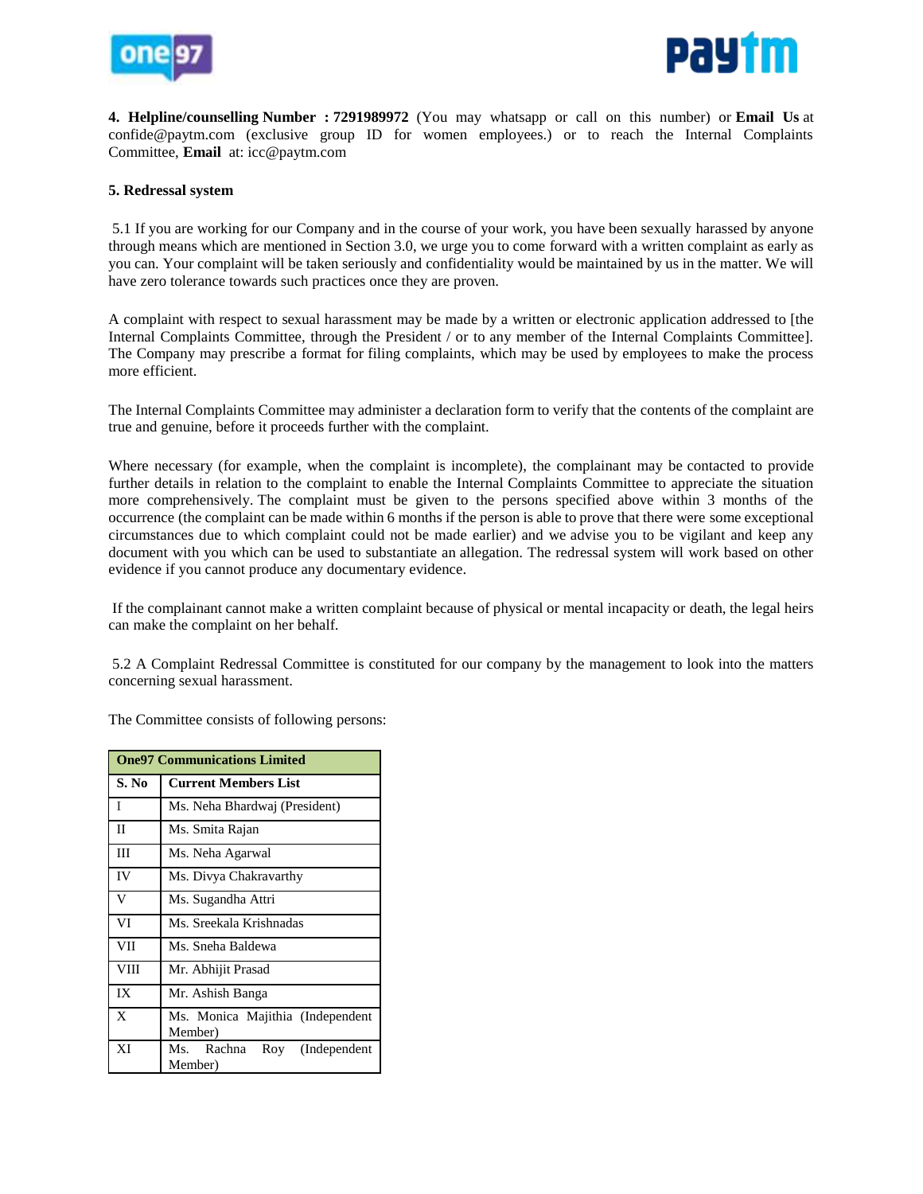**4. Helpline/counselling Number : 7291989972** (You may whatsapp or call on this number) or **Email Us** at confide@paytm.com (exclusive group ID for women employees.) or to reach the Internal Complaints Committee, **Email** at: icc@paytm.com

**5. Redressal system**

5.1 If you are working for our Company and in the course of your work, you have been sexually harassed by anyone through means which are mentioned in Section 3.0, we urge you to come forward with a written complaint as early as you can. Your complaint will be taken seriously and confidentiality would be maintained by us in the matter. We will have zero tolerance towards such practices once they are proven.

A complaint with respect to sexual harassment may be made by a written or electronic application addressed to [the Internal Complaints Committee, through the President / or to any member of the Internal Complaints Committee]. The Company may prescribe a format for filing complaints, which may be used by employees to make the process more efficient.

The Internal Complaints Committee may administer a declaration form to verify that the contents of the complaint are true and genuine, before it proceeds further with the complaint.

Where necessary (for example, when the complaint is incomplete), the complainant may be contacted to provide further details in relation to the complaint to enable the Internal Complaints Committee to appreciate the situation more comprehensively. The complaint must be given to the persons specified above within 3 months of the occurrence (the complaint can be made within 6 months if the person is able to prove that there were some exceptional circumstances due to which complaint could not be made earlier) and we advise you to be vigilant and keep any document with you which can be used to substantiate an allegation. The redressal system will work based on other evidence if you cannot produce any documentary evidence.

If the complainant cannot make a written complaint because of physical or mental incapacity or death, the legal heirs can make the complaint on her behalf.

5.2 A Complaint Redressal Committee is constituted for our company by the management to look into the matters concerning sexual harassment.

The Committee consists of following persons:

| One97 Communications Limited | |
|---|---|
| **S. No** | **Current Members List** |
| I | Ms. Neha Bhardwaj (President) |
| II | Ms. Smita Rajan |
| III | Ms. Neha Agarwal |
| IV | Ms. Divya Chakravarthy |
| V | Ms. Sugandha Attri |
| VI | Ms. Sreekala Krishnadas |
| VII | Ms. Sneha Baldewa |
| VIII | Mr. Abhijit Prasad |
| IX | Mr. Ashish Banga |
| X | Ms. Monica Majithia (Independent Member) |
| XI | Ms. Rachna Roy (Independent Member) |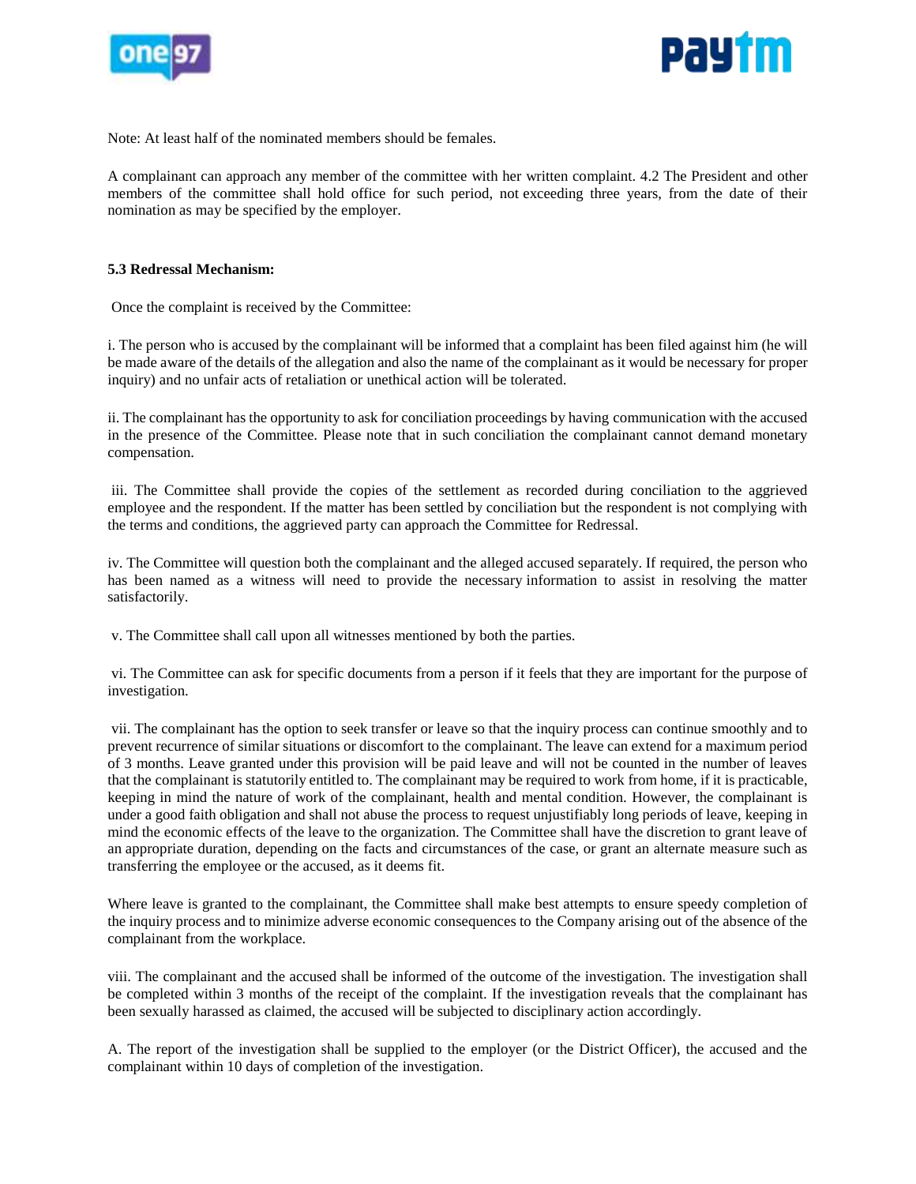Note: At least half of the nominated members should be females.

A complainant can approach any member of the committee with her written complaint. 4.2 The President and other members of the committee shall hold office for such period, not exceeding three years, from the date of their nomination as may be specified by the employer.

**5.3 Redressal Mechanism:**

Once the complaint is received by the Committee:

i. The person who is accused by the complainant will be informed that a complaint has been filed against him (he will be made aware of the details of the allegation and also the name of the complainant as it would be necessary for proper inquiry) and no unfair acts of retaliation or unethical action will be tolerated.

ii. The complainant has the opportunity to ask for conciliation proceedings by having communication with the accused in the presence of the Committee. Please note that in such conciliation the complainant cannot demand monetary compensation.

iii. The Committee shall provide the copies of the settlement as recorded during conciliation to the aggrieved employee and the respondent. If the matter has been settled by conciliation but the respondent is not complying with the terms and conditions, the aggrieved party can approach the Committee for Redressal.

iv. The Committee will question both the complainant and the alleged accused separately. If required, the person who has been named as a witness will need to provide the necessary information to assist in resolving the matter satisfactorily.

v. The Committee shall call upon all witnesses mentioned by both the parties.

vi. The Committee can ask for specific documents from a person if it feels that they are important for the purpose of investigation.

vii. The complainant has the option to seek transfer or leave so that the inquiry process can continue smoothly and to prevent recurrence of similar situations or discomfort to the complainant. The leave can extend for a maximum period of 3 months. Leave granted under this provision will be paid leave and will not be counted in the number of leaves that the complainant is statutorily entitled to. The complainant may be required to work from home, if it is practicable, keeping in mind the nature of work of the complainant, health and mental condition. However, the complainant is under a good faith obligation and shall not abuse the process to request unjustifiably long periods of leave, keeping in mind the economic effects of the leave to the organization. The Committee shall have the discretion to grant leave of an appropriate duration, depending on the facts and circumstances of the case, or grant an alternate measure such as transferring the employee or the accused, as it deems fit.

Where leave is granted to the complainant, the Committee shall make best attempts to ensure speedy completion of the inquiry process and to minimize adverse economic consequences to the Company arising out of the absence of the complainant from the workplace.

viii. The complainant and the accused shall be informed of the outcome of the investigation. The investigation shall be completed within 3 months of the receipt of the complaint. If the investigation reveals that the complainant has been sexually harassed as claimed, the accused will be subjected to disciplinary action accordingly.

A. The report of the investigation shall be supplied to the employer (or the District Officer), the accused and the complainant within 10 days of completion of the investigation.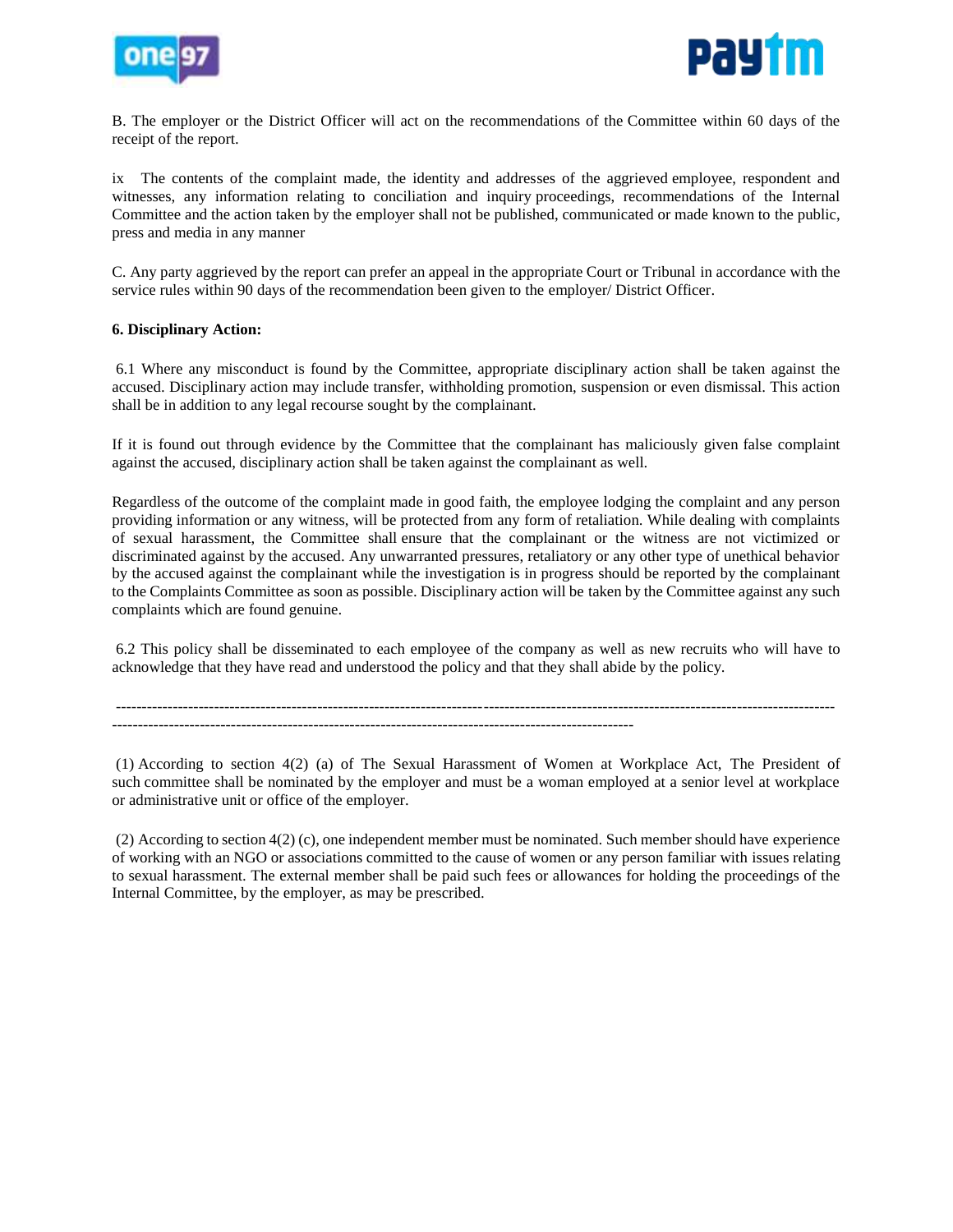B. The employer or the District Officer will act on the recommendations of the Committee within 60 days of the receipt of the report.

ix The contents of the complaint made, the identity and addresses of the aggrieved employee, respondent and witnesses, any information relating to conciliation and inquiry proceedings, recommendations of the Internal Committee and the action taken by the employer shall not be published, communicated or made known to the public, press and media in any manner

C. Any party aggrieved by the report can prefer an appeal in the appropriate Court or Tribunal in accordance with the service rules within 90 days of the recommendation been given to the employer/ District Officer.

**6. Disciplinary Action:**

6.1 Where any misconduct is found by the Committee, appropriate disciplinary action shall be taken against the accused. Disciplinary action may include transfer, withholding promotion, suspension or even dismissal. This action shall be in addition to any legal recourse sought by the complainant.

If it is found out through evidence by the Committee that the complainant has maliciously given false complaint against the accused, disciplinary action shall be taken against the complainant as well.

Regardless of the outcome of the complaint made in good faith, the employee lodging the complaint and any person providing information or any witness, will be protected from any form of retaliation. While dealing with complaints of sexual harassment, the Committee shall ensure that the complainant or the witness are not victimized or discriminated against by the accused. Any unwarranted pressures, retaliatory or any other type of unethical behavior by the accused against the complainant while the investigation is in progress should be reported by the complainant to the Complaints Committee as soon as possible. Disciplinary action will be taken by the Committee against any such complaints which are found genuine.

6.2 This policy shall be disseminated to each employee of the company as well as new recruits who will have to acknowledge that they have read and understood the policy and that they shall abide by the policy.

---

(1) According to section 4(2) (a) of The Sexual Harassment of Women at Workplace Act, The President of such committee shall be nominated by the employer and must be a woman employed at a senior level at workplace or administrative unit or office of the employer.

(2) According to section 4(2) (c), one independent member must be nominated. Such member should have experience of working with an NGO or associations committed to the cause of women or any person familiar with issues relating to sexual harassment. The external member shall be paid such fees or allowances for holding the proceedings of the Internal Committee, by the employer, as may be prescribed.